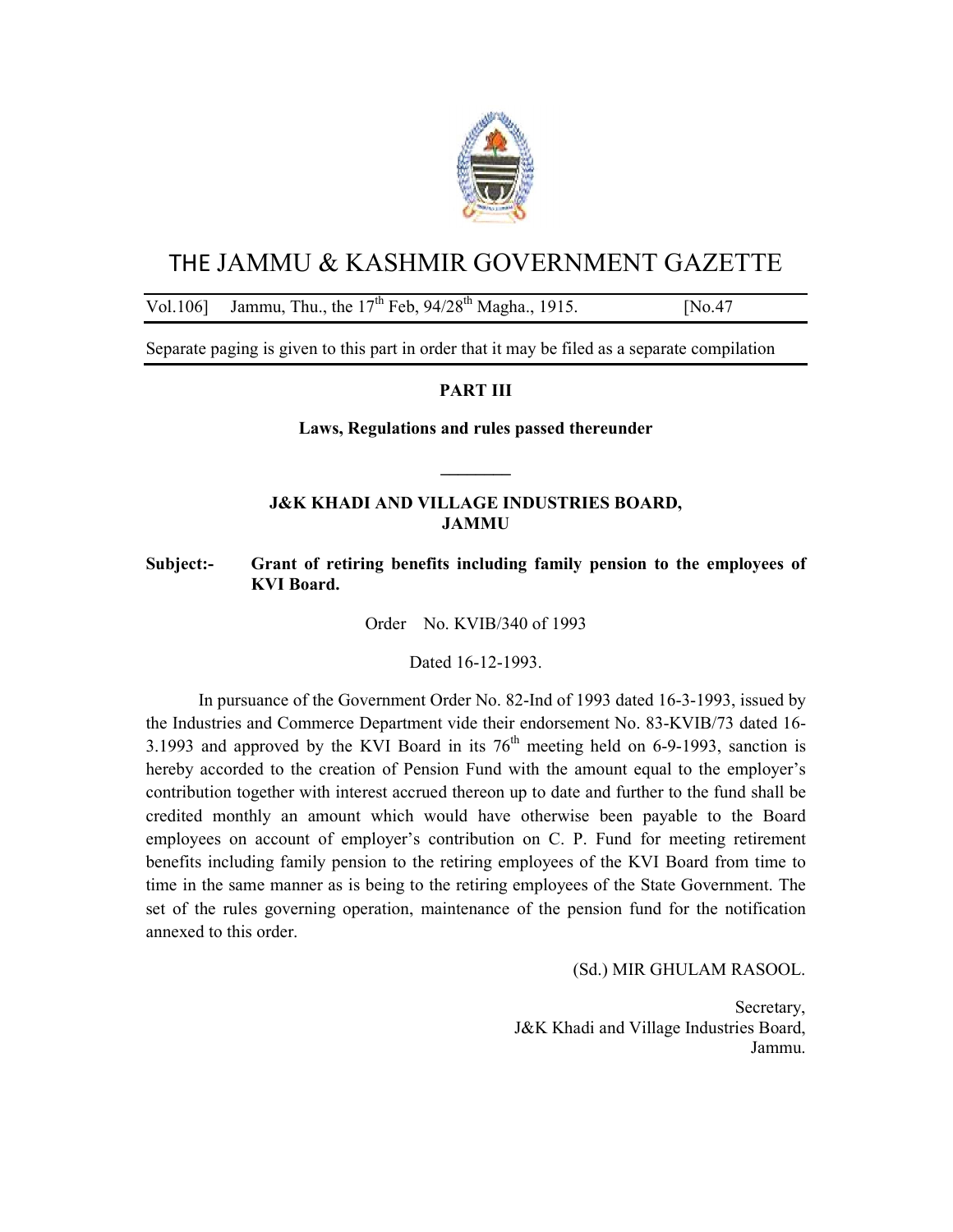# THE JAMMU & KASHMIR GOVERNMENT GAZETTE

Vol.106] Jammu, Thu., the 17th Feb, 94/28th Magha., 1915. [No.47

Separate paging is given to this part in order that it may be filed as a separate compilation

## PART III

**Laws, Regulations and rules passed thereunder**

---

### J&K KHADI AND VILLAGE INDUSTRIES BOARD, JAMMU

**Subject:- Grant of retiring benefits including family pension to the employees of KVI Board.**

Order No. KVIB/340 of 1993

Dated 16-12-1993.

In pursuance of the Government Order No. 82-Ind of 1993 dated 16-3-1993, issued by the Industries and Commerce Department vide their endorsement No. 83-KVIB/73 dated 16-3.1993 and approved by the KVI Board in its 76th meeting held on 6-9-1993, sanction is hereby accorded to the creation of Pension Fund with the amount equal to the employer's contribution together with interest accrued thereon up to date and further to the fund shall be credited monthly an amount which would have otherwise been payable to the Board employees on account of employer's contribution on C. P. Fund for meeting retirement benefits including family pension to the retiring employees of the KVI Board from time to time in the same manner as is being to the retiring employees of the State Government. The set of the rules governing operation, maintenance of the pension fund for the notification annexed to this order.

(Sd.) MIR GHULAM RASOOL.

Secretary,
J&K Khadi and Village Industries Board,
Jammu.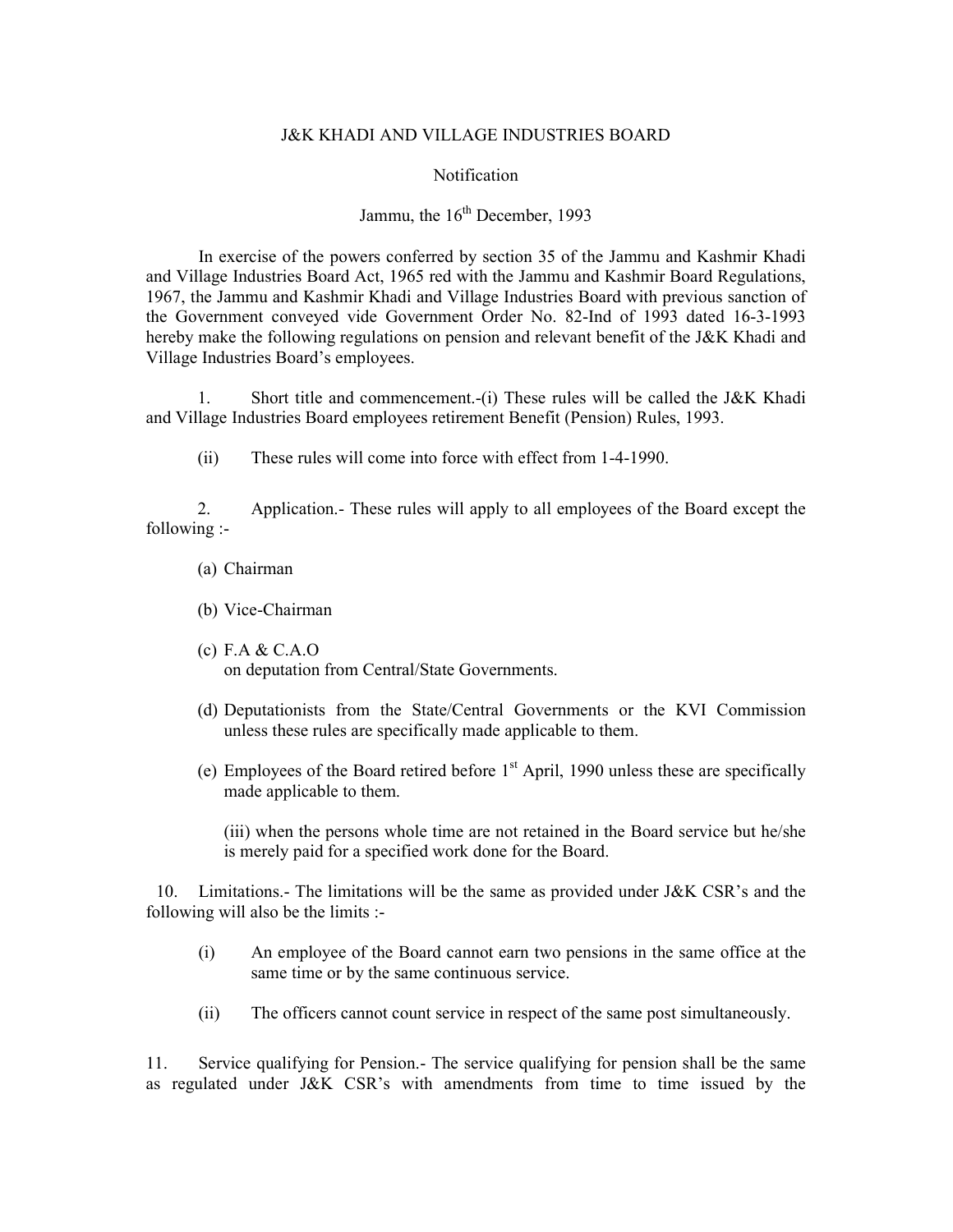J&K KHADI AND VILLAGE INDUSTRIES BOARD

Notification

Jammu, the 16th December, 1993

In exercise of the powers conferred by section 35 of the Jammu and Kashmir Khadi and Village Industries Board Act, 1965 red with the Jammu and Kashmir Board Regulations, 1967, the Jammu and Kashmir Khadi and Village Industries Board with previous sanction of the Government conveyed vide Government Order No. 82-Ind of 1993 dated 16-3-1993 hereby make the following regulations on pension and relevant benefit of the J&K Khadi and Village Industries Board's employees.

1. Short title and commencement.-(i) These rules will be called the J&K Khadi and Village Industries Board employees retirement Benefit (Pension) Rules, 1993.

(ii) These rules will come into force with effect from 1-4-1990.

2. Application.- These rules will apply to all employees of the Board except the following :-

(a) Chairman

(b) Vice-Chairman

(c) F.A & C.A.O on deputation from Central/State Governments.

(d) Deputationists from the State/Central Governments or the KVI Commission unless these rules are specifically made applicable to them.

(e) Employees of the Board retired before 1st April, 1990 unless these are specifically made applicable to them.

(iii) when the persons whole time are not retained in the Board service but he/she is merely paid for a specified work done for the Board.

10. Limitations.- The limitations will be the same as provided under J&K CSR's and the following will also be the limits :-

(i) An employee of the Board cannot earn two pensions in the same office at the same time or by the same continuous service.

(ii) The officers cannot count service in respect of the same post simultaneously.

11. Service qualifying for Pension.- The service qualifying for pension shall be the same as regulated under J&K CSR's with amendments from time to time issued by the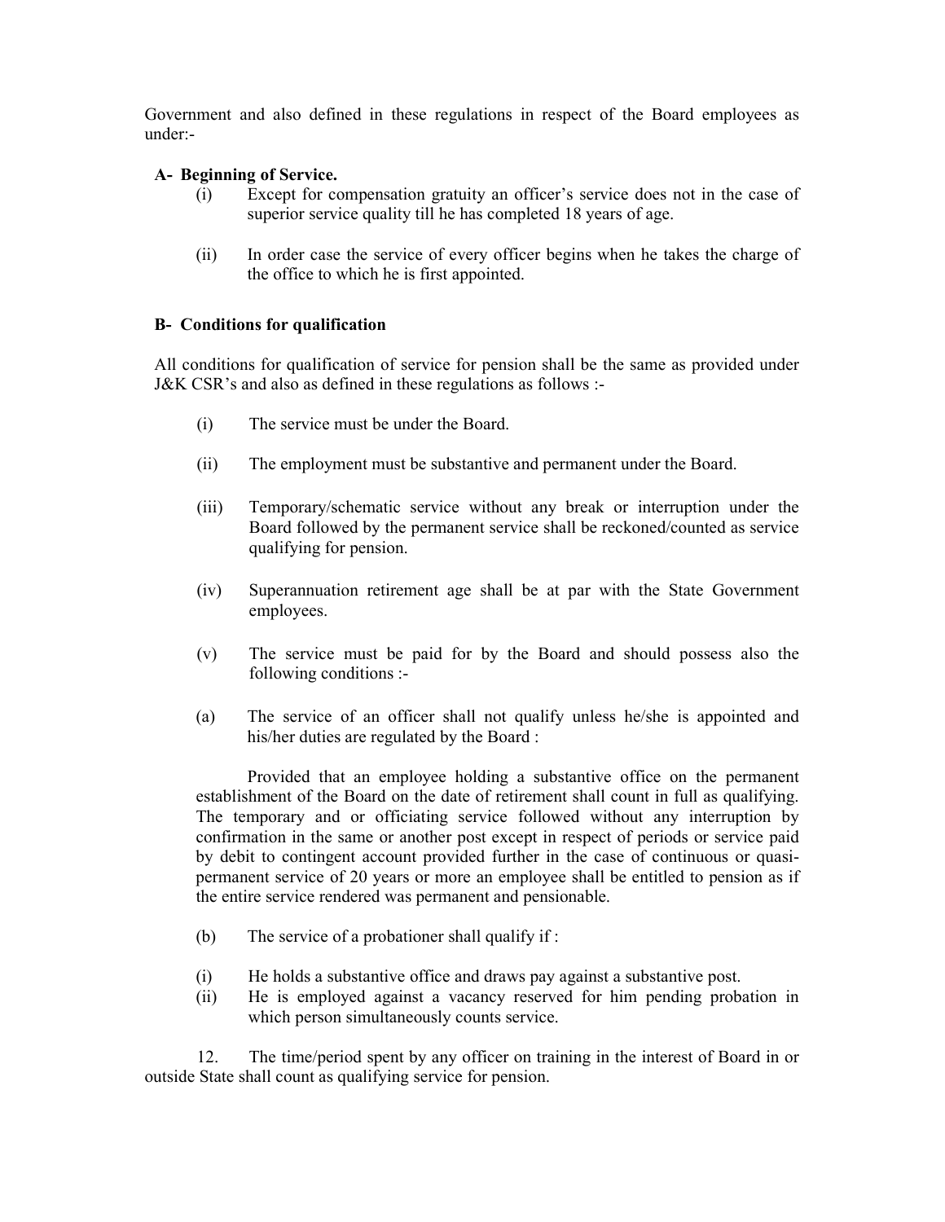Government and also defined in these regulations in respect of the Board employees as under:-

**A- Beginning of Service.**

(i) Except for compensation gratuity an officer's service does not in the case of superior service quality till he has completed 18 years of age.

(ii) In order case the service of every officer begins when he takes the charge of the office to which he is first appointed.

**B- Conditions for qualification**

All conditions for qualification of service for pension shall be the same as provided under J&K CSR's and also as defined in these regulations as follows :-

(i) The service must be under the Board.

(ii) The employment must be substantive and permanent under the Board.

(iii) Temporary/schematic service without any break or interruption under the Board followed by the permanent service shall be reckoned/counted as service qualifying for pension.

(iv) Superannuation retirement age shall be at par with the State Government employees.

(v) The service must be paid for by the Board and should possess also the following conditions :-

(a) The service of an officer shall not qualify unless he/she is appointed and his/her duties are regulated by the Board :

Provided that an employee holding a substantive office on the permanent establishment of the Board on the date of retirement shall count in full as qualifying. The temporary and or officiating service followed without any interruption by confirmation in the same or another post except in respect of periods or service paid by debit to contingent account provided further in the case of continuous or quasi-permanent service of 20 years or more an employee shall be entitled to pension as if the entire service rendered was permanent and pensionable.

(b) The service of a probationer shall qualify if :

(i) He holds a substantive office and draws pay against a substantive post.

(ii) He is employed against a vacancy reserved for him pending probation in which person simultaneously counts service.

12. The time/period spent by any officer on training in the interest of Board in or outside State shall count as qualifying service for pension.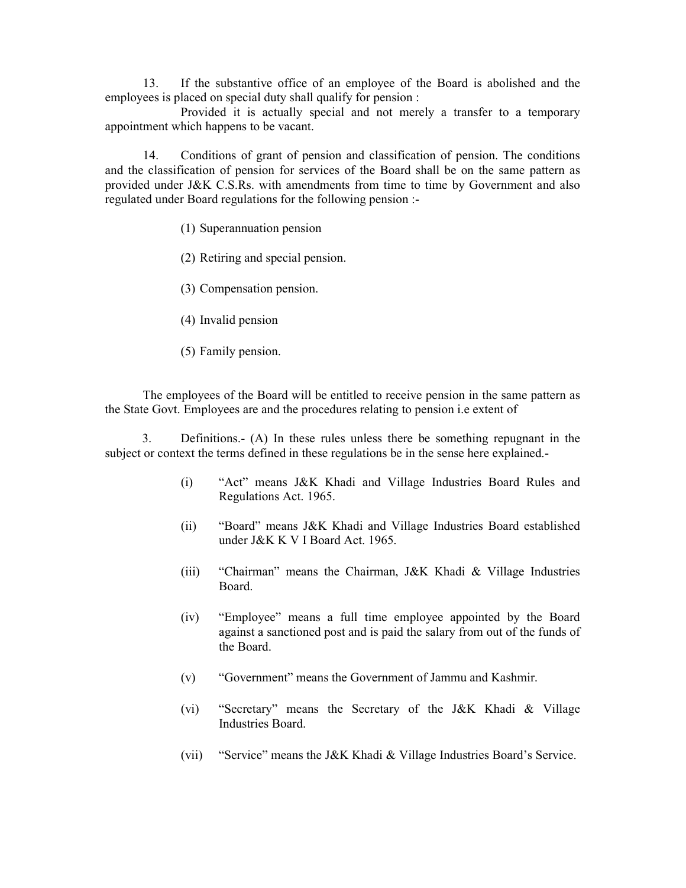13. If the substantive office of an employee of the Board is abolished and the employees is placed on special duty shall qualify for pension :

Provided it is actually special and not merely a transfer to a temporary appointment which happens to be vacant.

14. Conditions of grant of pension and classification of pension. The conditions and the classification of pension for services of the Board shall be on the same pattern as provided under J&K C.S.Rs. with amendments from time to time by Government and also regulated under Board regulations for the following pension :-

(1) Superannuation pension

(2) Retiring and special pension.

(3) Compensation pension.

(4) Invalid pension

(5) Family pension.

The employees of the Board will be entitled to receive pension in the same pattern as the State Govt. Employees are and the procedures relating to pension i.e extent of

3. Definitions.- (A) In these rules unless there be something repugnant in the subject or context the terms defined in these regulations be in the sense here explained.-

(i) "Act" means J&K Khadi and Village Industries Board Rules and Regulations Act. 1965.

(ii) "Board" means J&K Khadi and Village Industries Board established under J&K K V I Board Act. 1965.

(iii) "Chairman" means the Chairman, J&K Khadi & Village Industries Board.

(iv) "Employee" means a full time employee appointed by the Board against a sanctioned post and is paid the salary from out of the funds of the Board.

(v) "Government" means the Government of Jammu and Kashmir.

(vi) "Secretary" means the Secretary of the J&K Khadi & Village Industries Board.

(vii) "Service" means the J&K Khadi & Village Industries Board's Service.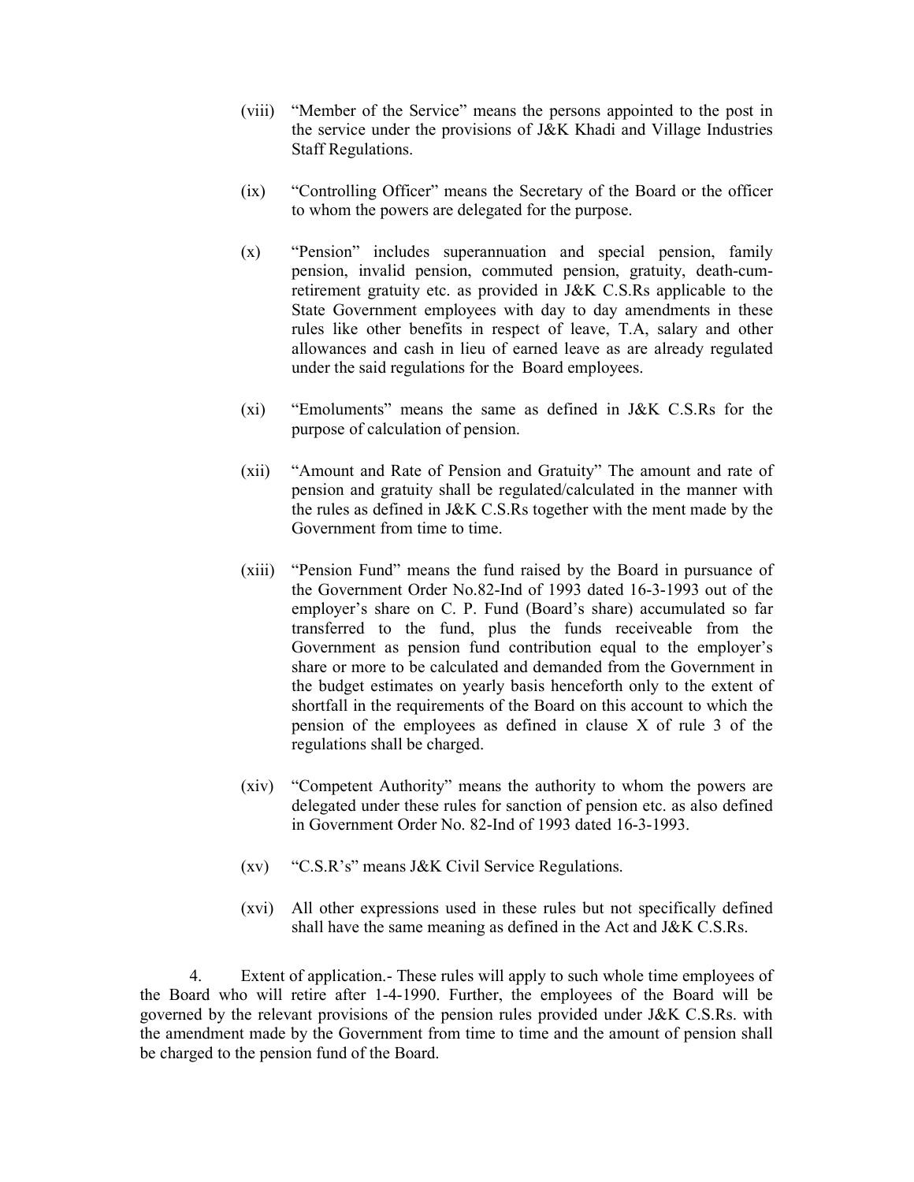(viii) "Member of the Service" means the persons appointed to the post in the service under the provisions of J&K Khadi and Village Industries Staff Regulations.

(ix) "Controlling Officer" means the Secretary of the Board or the officer to whom the powers are delegated for the purpose.

(x) "Pension" includes superannuation and special pension, family pension, invalid pension, commuted pension, gratuity, death-cum-retirement gratuity etc. as provided in J&K C.S.Rs applicable to the State Government employees with day to day amendments in these rules like other benefits in respect of leave, T.A, salary and other allowances and cash in lieu of earned leave as are already regulated under the said regulations for the Board employees.

(xi) "Emoluments" means the same as defined in J&K C.S.Rs for the purpose of calculation of pension.

(xii) "Amount and Rate of Pension and Gratuity" The amount and rate of pension and gratuity shall be regulated/calculated in the manner with the rules as defined in J&K C.S.Rs together with the ment made by the Government from time to time.

(xiii) "Pension Fund" means the fund raised by the Board in pursuance of the Government Order No.82-Ind of 1993 dated 16-3-1993 out of the employer's share on C. P. Fund (Board's share) accumulated so far transferred to the fund, plus the funds receiveable from the Government as pension fund contribution equal to the employer's share or more to be calculated and demanded from the Government in the budget estimates on yearly basis henceforth only to the extent of shortfall in the requirements of the Board on this account to which the pension of the employees as defined in clause X of rule 3 of the regulations shall be charged.

(xiv) "Competent Authority" means the authority to whom the powers are delegated under these rules for sanction of pension etc. as also defined in Government Order No. 82-Ind of 1993 dated 16-3-1993.

(xv) "C.S.R's" means J&K Civil Service Regulations.

(xvi) All other expressions used in these rules but not specifically defined shall have the same meaning as defined in the Act and J&K C.S.Rs.

4. Extent of application.- These rules will apply to such whole time employees of the Board who will retire after 1-4-1990. Further, the employees of the Board will be governed by the relevant provisions of the pension rules provided under J&K C.S.Rs. with the amendment made by the Government from time to time and the amount of pension shall be charged to the pension fund of the Board.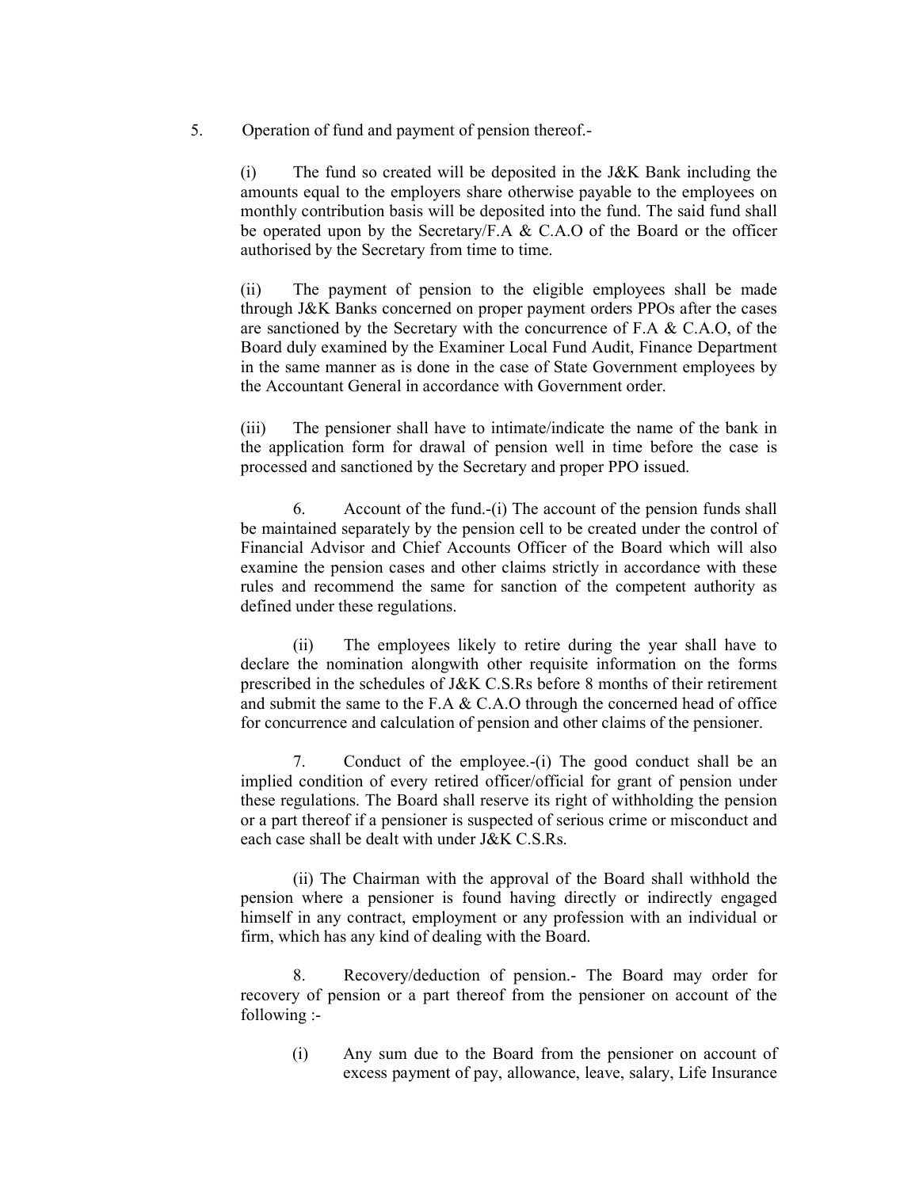5. Operation of fund and payment of pension thereof.-

(i) The fund so created will be deposited in the J&K Bank including the amounts equal to the employers share otherwise payable to the employees on monthly contribution basis will be deposited into the fund. The said fund shall be operated upon by the Secretary/F.A & C.A.O of the Board or the officer authorised by the Secretary from time to time.

(ii) The payment of pension to the eligible employees shall be made through J&K Banks concerned on proper payment orders PPOs after the cases are sanctioned by the Secretary with the concurrence of F.A & C.A.O, of the Board duly examined by the Examiner Local Fund Audit, Finance Department in the same manner as is done in the case of State Government employees by the Accountant General in accordance with Government order.

(iii) The pensioner shall have to intimate/indicate the name of the bank in the application form for drawal of pension well in time before the case is processed and sanctioned by the Secretary and proper PPO issued.

6. Account of the fund.-(i) The account of the pension funds shall be maintained separately by the pension cell to be created under the control of Financial Advisor and Chief Accounts Officer of the Board which will also examine the pension cases and other claims strictly in accordance with these rules and recommend the same for sanction of the competent authority as defined under these regulations.

(ii) The employees likely to retire during the year shall have to declare the nomination alongwith other requisite information on the forms prescribed in the schedules of J&K C.S.Rs before 8 months of their retirement and submit the same to the F.A & C.A.O through the concerned head of office for concurrence and calculation of pension and other claims of the pensioner.

7. Conduct of the employee.-(i) The good conduct shall be an implied condition of every retired officer/official for grant of pension under these regulations. The Board shall reserve its right of withholding the pension or a part thereof if a pensioner is suspected of serious crime or misconduct and each case shall be dealt with under J&K C.S.Rs.

(ii) The Chairman with the approval of the Board shall withhold the pension where a pensioner is found having directly or indirectly engaged himself in any contract, employment or any profession with an individual or firm, which has any kind of dealing with the Board.

8. Recovery/deduction of pension.- The Board may order for recovery of pension or a part thereof from the pensioner on account of the following :-

(i) Any sum due to the Board from the pensioner on account of excess payment of pay, allowance, leave, salary, Life Insurance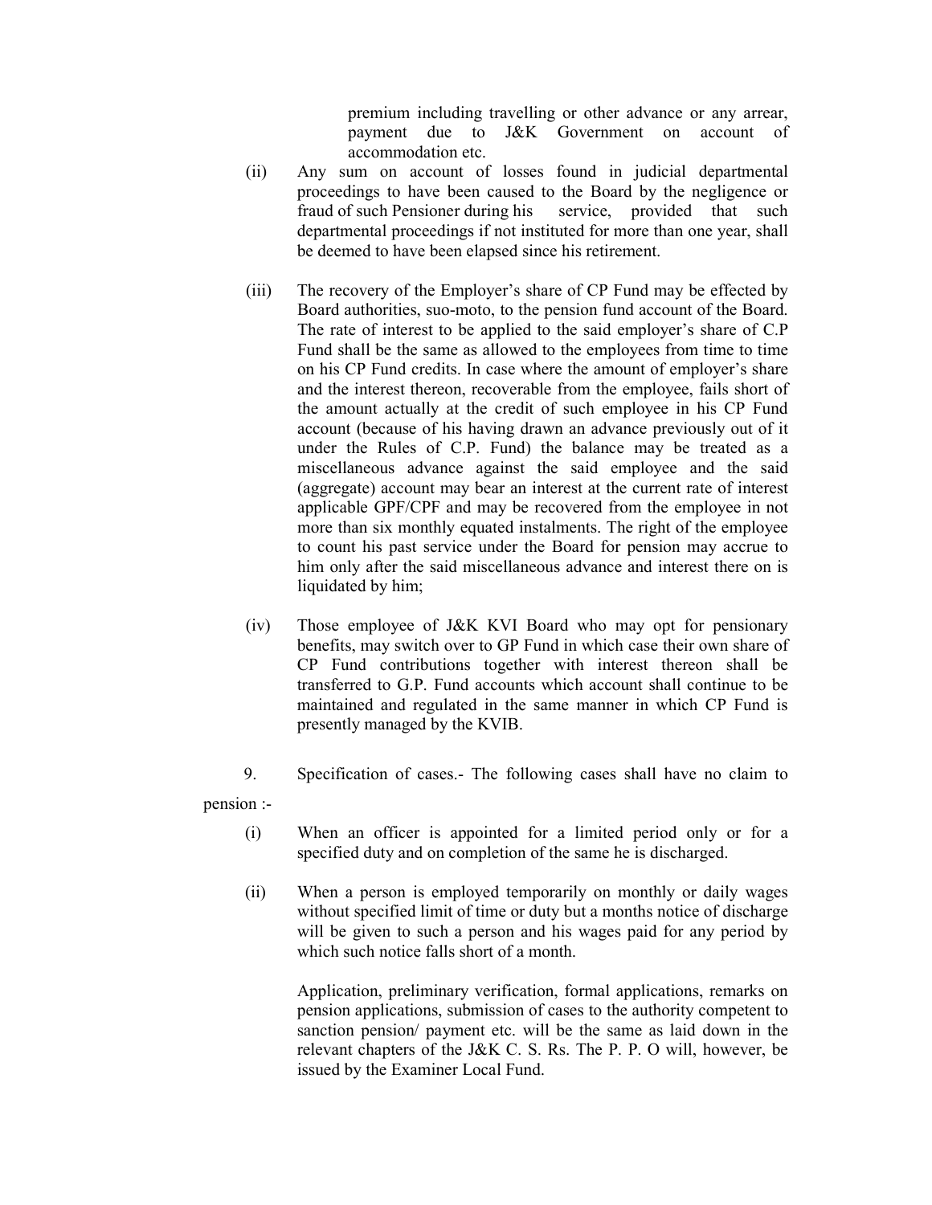premium including travelling or other advance or any arrear, payment due to J&K Government on account of accommodation etc.

(ii) Any sum on account of losses found in judicial departmental proceedings to have been caused to the Board by the negligence or fraud of such Pensioner during his service, provided that such departmental proceedings if not instituted for more than one year, shall be deemed to have been elapsed since his retirement.

(iii) The recovery of the Employer's share of CP Fund may be effected by Board authorities, suo-moto, to the pension fund account of the Board. The rate of interest to be applied to the said employer's share of C.P Fund shall be the same as allowed to the employees from time to time on his CP Fund credits. In case where the amount of employer's share and the interest thereon, recoverable from the employee, fails short of the amount actually at the credit of such employee in his CP Fund account (because of his having drawn an advance previously out of it under the Rules of C.P. Fund) the balance may be treated as a miscellaneous advance against the said employee and the said (aggregate) account may bear an interest at the current rate of interest applicable GPF/CPF and may be recovered from the employee in not more than six monthly equated instalments. The right of the employee to count his past service under the Board for pension may accrue to him only after the said miscellaneous advance and interest there on is liquidated by him;

(iv) Those employee of J&K KVI Board who may opt for pensionary benefits, may switch over to GP Fund in which case their own share of CP Fund contributions together with interest thereon shall be transferred to G.P. Fund accounts which account shall continue to be maintained and regulated in the same manner in which CP Fund is presently managed by the KVIB.

9. Specification of cases.- The following cases shall have no claim to pension :-

(i) When an officer is appointed for a limited period only or for a specified duty and on completion of the same he is discharged.

(ii) When a person is employed temporarily on monthly or daily wages without specified limit of time or duty but a months notice of discharge will be given to such a person and his wages paid for any period by which such notice falls short of a month.

Application, preliminary verification, formal applications, remarks on pension applications, submission of cases to the authority competent to sanction pension/ payment etc. will be the same as laid down in the relevant chapters of the J&K C. S. Rs. The P. P. O will, however, be issued by the Examiner Local Fund.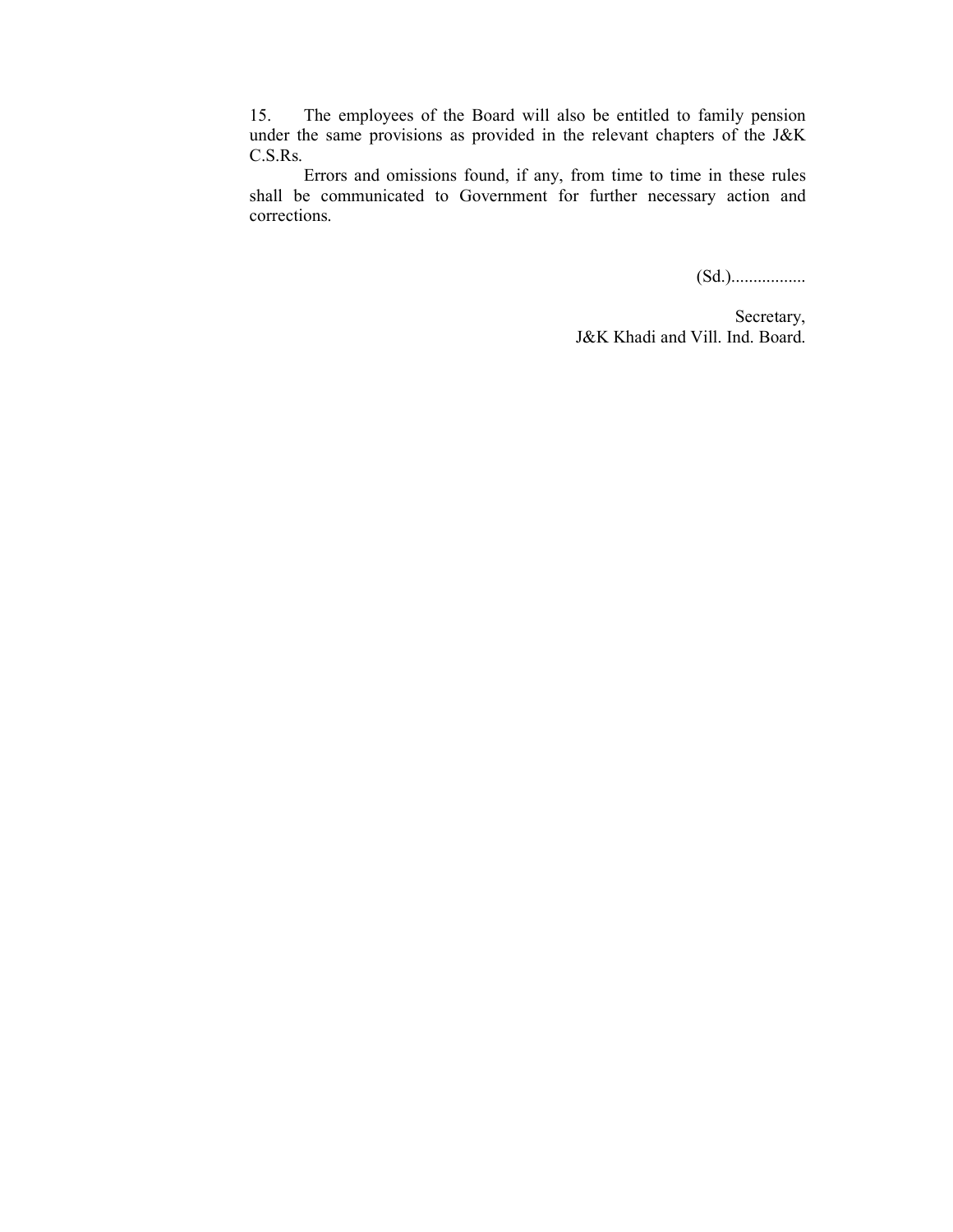15. The employees of the Board will also be entitled to family pension under the same provisions as provided in the relevant chapters of the J&K C.S.Rs.

Errors and omissions found, if any, from time to time in these rules shall be communicated to Government for further necessary action and corrections.

(Sd.).................

Secretary,
J&K Khadi and Vill. Ind. Board.